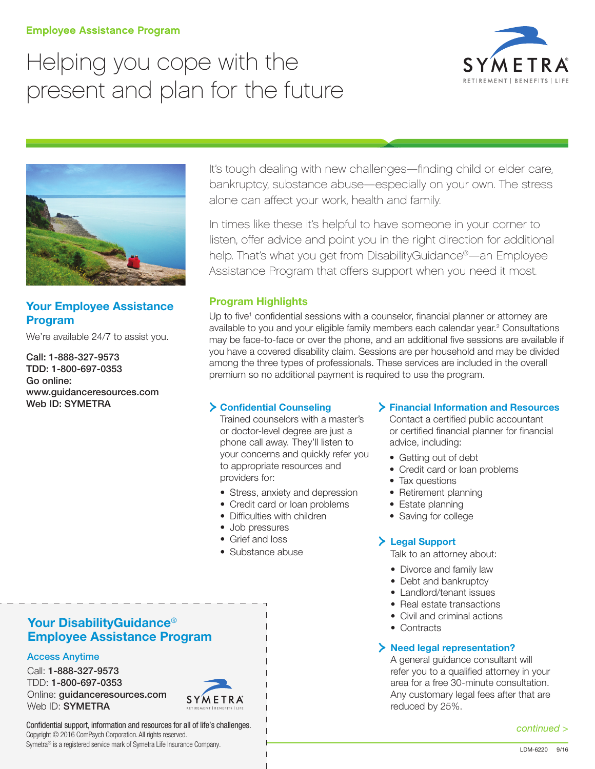Employee Assistance Program

# Helping you cope with the present and plan for the future

## Your Employee Assistance Program

We're available 24/7 to assist you.

**Call: 1-888-327-9573**
**TDD: 1-800-697-0353**
**Go online:**
**www.guidanceresources.com**
**Web ID: SYMETRA**

It's tough dealing with new challenges—finding child or elder care, bankruptcy, substance abuse—especially on your own. The stress alone can affect your work, health and family.

In times like these it's helpful to have someone in your corner to listen, offer advice and point you in the right direction for additional help. That's what you get from DisabilityGuidance®—an Employee Assistance Program that offers support when you need it most.

### Program Highlights

Up to five[1] confidential sessions with a counselor, financial planner or attorney are available to you and your eligible family members each calendar year.[2] Consultations may be face-to-face or over the phone, and an additional five sessions are available if you have a covered disability claim. Sessions are per household and may be divided among the three types of professionals. These services are included in the overall premium so no additional payment is required to use the program.

### Confidential Counseling

Trained counselors with a master's or doctor-level degree are just a phone call away. They'll listen to your concerns and quickly refer you to appropriate resources and providers for:

- Stress, anxiety and depression
- Credit card or loan problems
- Difficulties with children
- Job pressures
- Grief and loss
- Substance abuse

### Financial Information and Resources

Contact a certified public accountant or certified financial planner for financial advice, including:

- Getting out of debt
- Credit card or loan problems
- Tax questions
- Retirement planning
- Estate planning
- Saving for college

### Legal Support

Talk to an attorney about:

- Divorce and family law
- Debt and bankruptcy
- Landlord/tenant issues
- Real estate transactions
- Civil and criminal actions
- Contracts

### Need legal representation?

A general guidance consultant will refer you to a qualified attorney in your area for a free 30-minute consultation. Any customary legal fees after that are reduced by 25%.

*continued >*

---

## Your DisabilityGuidance® Employee Assistance Program

**Access Anytime**

Call: **1-888-327-9573**
TDD: **1-800-697-0353**
Online: **guidanceresources.com**
Web ID: **SYMETRA**

Confidential support, information and resources for all of life's challenges.
Copyright © 2016 ComPsych Corporation. All rights reserved.
Symetra® is a registered service mark of Symetra Life Insurance Company.

LDM-6220 9/16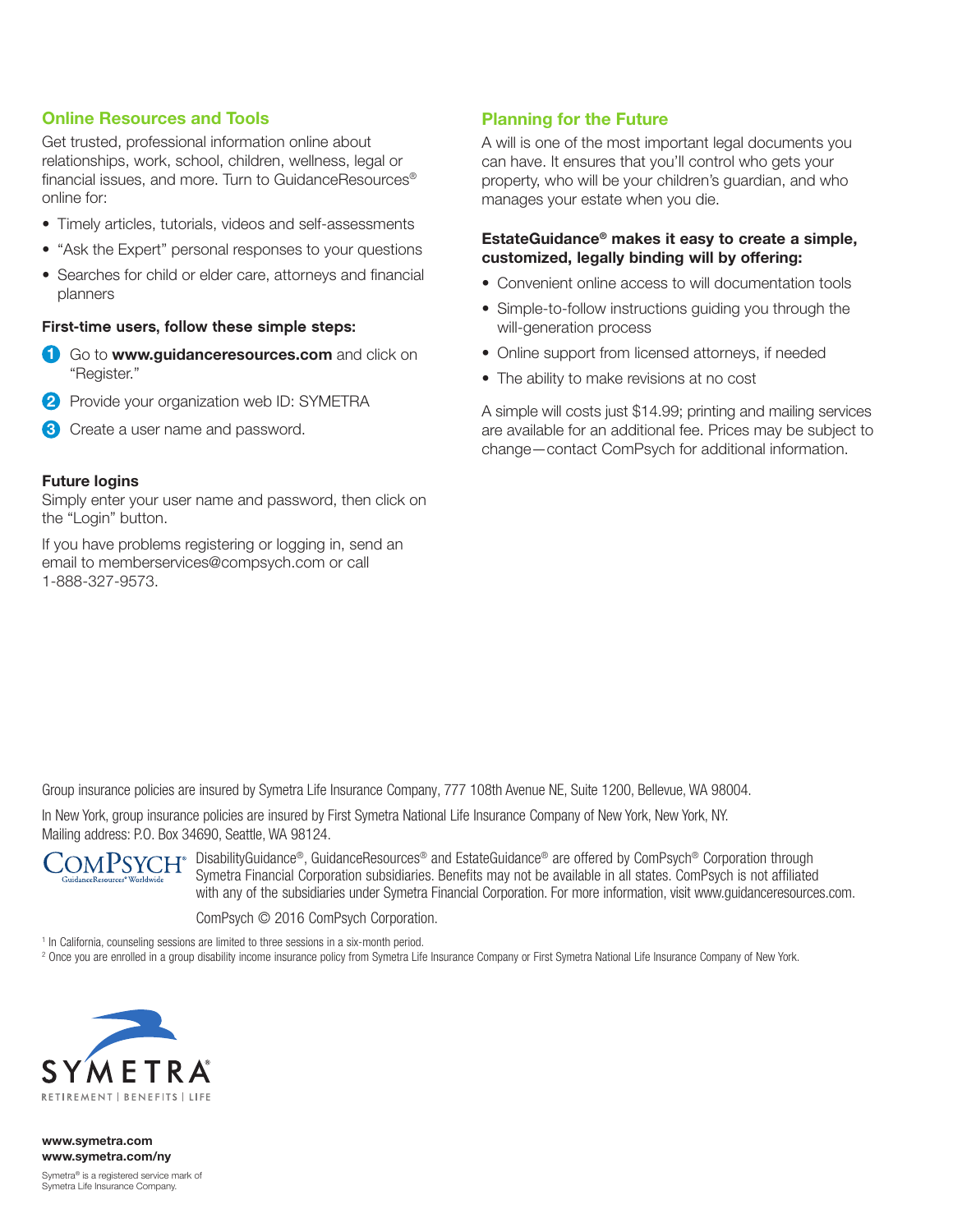## Online Resources and Tools

Get trusted, professional information online about relationships, work, school, children, wellness, legal or financial issues, and more. Turn to GuidanceResources® online for:

- Timely articles, tutorials, videos and self-assessments
- "Ask the Expert" personal responses to your questions
- Searches for child or elder care, attorneys and financial planners

**First-time users, follow these simple steps:**

1. Go to **www.guidanceresources.com** and click on "Register."
2. Provide your organization web ID: SYMETRA
3. Create a user name and password.

**Future logins**

Simply enter your user name and password, then click on the "Login" button.

If you have problems registering or logging in, send an email to memberservices@compsych.com or call 1-888-327-9573.

## Planning for the Future

A will is one of the most important legal documents you can have. It ensures that you'll control who gets your property, who will be your children's guardian, and who manages your estate when you die.

**EstateGuidance® makes it easy to create a simple, customized, legally binding will by offering:**

- Convenient online access to will documentation tools
- Simple-to-follow instructions guiding you through the will-generation process
- Online support from licensed attorneys, if needed
- The ability to make revisions at no cost

A simple will costs just $14.99; printing and mailing services are available for an additional fee. Prices may be subject to change—contact ComPsych for additional information.

Group insurance policies are insured by Symetra Life Insurance Company, 777 108th Avenue NE, Suite 1200, Bellevue, WA 98004.

In New York, group insurance policies are insured by First Symetra National Life Insurance Company of New York, New York, NY. Mailing address: P.O. Box 34690, Seattle, WA 98124.

ComPsych® GuidanceResources® Worldwide

DisabilityGuidance®, GuidanceResources® and EstateGuidance® are offered by ComPsych® Corporation through Symetra Financial Corporation subsidiaries. Benefits may not be available in all states. ComPsych is not affiliated with any of the subsidiaries under Symetra Financial Corporation. For more information, visit www.guidanceresources.com.

ComPsych © 2016 ComPsych Corporation.

[1] In California, counseling sessions are limited to three sessions in a six-month period.

[2] Once you are enrolled in a group disability income insurance policy from Symetra Life Insurance Company or First Symetra National Life Insurance Company of New York.

SYMETRA®
RETIREMENT | BENEFITS | LIFE

**www.symetra.com**
**www.symetra.com/ny**

Symetra® is a registered service mark of Symetra Life Insurance Company.